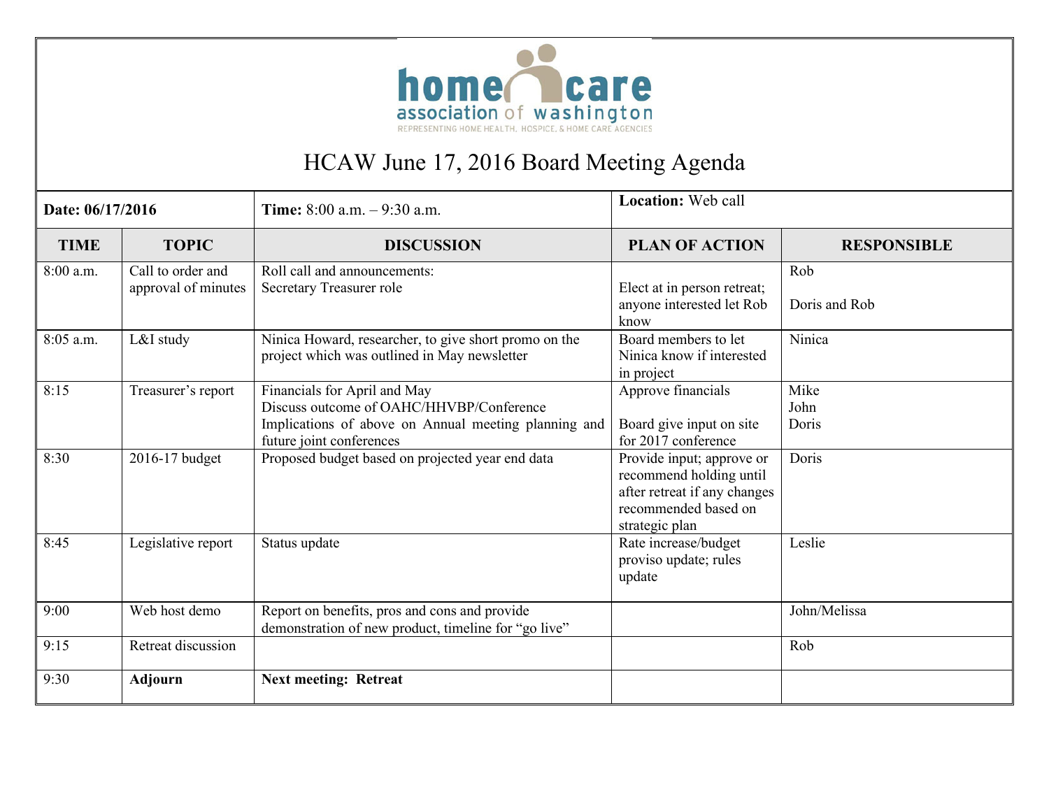home care association of washington
REPRESENTING HOME HEALTH, HOSPICE, & HOME CARE AGENCIES

# HCAW June 17, 2016 Board Meeting Agenda

**Date: 06/17/2016** | **Time:** 8:00 a.m. – 9:30 a.m. | **Location:** Web call

| TIME | TOPIC | DISCUSSION | PLAN OF ACTION | RESPONSIBLE |
|---|---|---|---|---|
| 8:00 a.m. | Call to order and approval of minutes | Roll call and announcements:<br>Secretary Treasurer role | Elect at in person retreat; anyone interested let Rob know | Rob<br><br>Doris and Rob |
| 8:05 a.m. | L&I study | Ninica Howard, researcher, to give short promo on the project which was outlined in May newsletter | Board members to let Ninica know if interested in project | Ninica |
| 8:15 | Treasurer's report | Financials for April and May<br>Discuss outcome of OAHC/HHVBP/Conference<br>Implications of above on Annual meeting planning and future joint conferences | Approve financials<br><br>Board give input on site for 2017 conference | Mike<br>John<br>Doris |
| 8:30 | 2016-17 budget | Proposed budget based on projected year end data | Provide input; approve or recommend holding until after retreat if any changes recommended based on strategic plan | Doris |
| 8:45 | Legislative report | Status update | Rate increase/budget proviso update; rules update | Leslie |
| 9:00 | Web host demo | Report on benefits, pros and cons and provide demonstration of new product, timeline for "go live" | | John/Melissa |
| 9:15 | Retreat discussion | | | Rob |
| 9:30 | **Adjourn** | **Next meeting: Retreat** | | |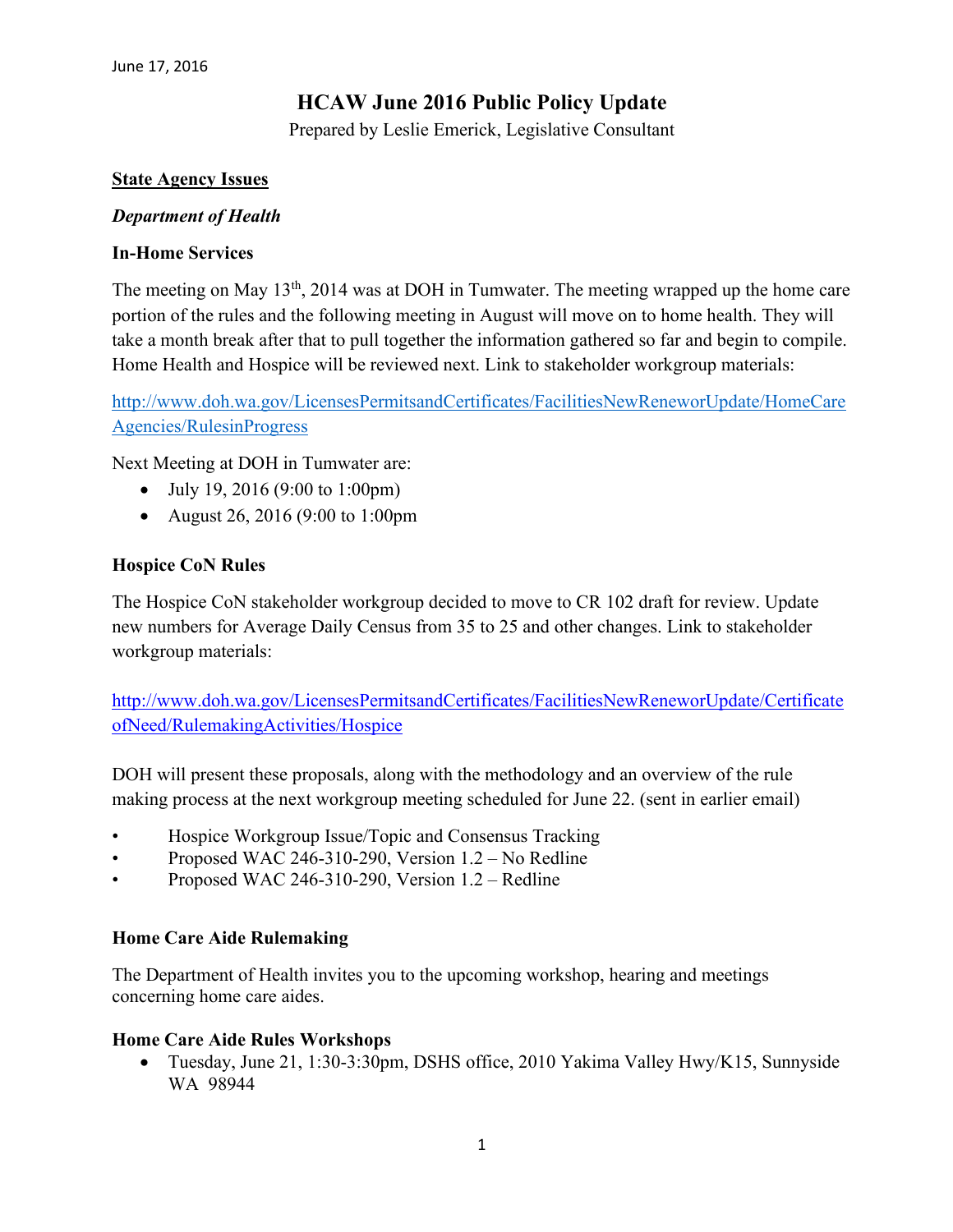June 17, 2016

# HCAW June 2016 Public Policy Update

Prepared by Leslie Emerick, Legislative Consultant

## State Agency Issues

### *Department of Health*

#### In-Home Services

The meeting on May 13th, 2014 was at DOH in Tumwater. The meeting wrapped up the home care portion of the rules and the following meeting in August will move on to home health. They will take a month break after that to pull together the information gathered so far and begin to compile. Home Health and Hospice will be reviewed next. Link to stakeholder workgroup materials:

http://www.doh.wa.gov/LicensesPermitsandCertificates/FacilitiesNewReneworUpdate/HomeCareAgencies/RulesinProgress

Next Meeting at DOH in Tumwater are:

- July 19, 2016 (9:00 to 1:00pm)
- August 26, 2016 (9:00 to 1:00pm

#### Hospice CoN Rules

The Hospice CoN stakeholder workgroup decided to move to CR 102 draft for review. Update new numbers for Average Daily Census from 35 to 25 and other changes. Link to stakeholder workgroup materials:

http://www.doh.wa.gov/LicensesPermitsandCertificates/FacilitiesNewReneworUpdate/CertificateofNeed/RulemakingActivities/Hospice

DOH will present these proposals, along with the methodology and an overview of the rule making process at the next workgroup meeting scheduled for June 22. (sent in earlier email)

- Hospice Workgroup Issue/Topic and Consensus Tracking
- Proposed WAC 246-310-290, Version 1.2 – No Redline
- Proposed WAC 246-310-290, Version 1.2 – Redline

#### Home Care Aide Rulemaking

The Department of Health invites you to the upcoming workshop, hearing and meetings concerning home care aides.

#### Home Care Aide Rules Workshops

- Tuesday, June 21, 1:30-3:30pm, DSHS office, 2010 Yakima Valley Hwy/K15, Sunnyside WA 98944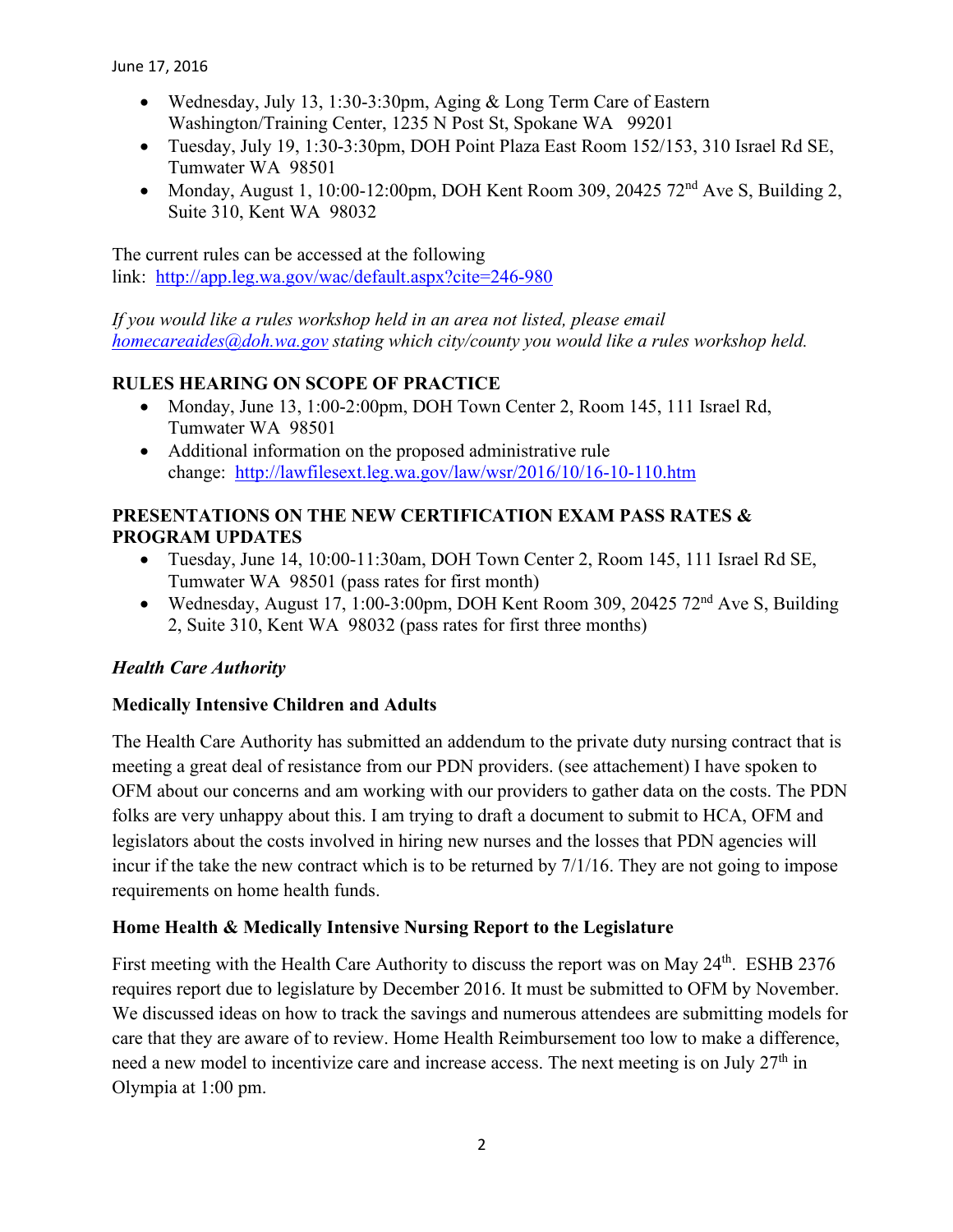- Wednesday, July 13, 1:30-3:30pm, Aging & Long Term Care of Eastern Washington/Training Center, 1235 N Post St, Spokane WA 99201
- Tuesday, July 19, 1:30-3:30pm, DOH Point Plaza East Room 152/153, 310 Israel Rd SE, Tumwater WA 98501
- Monday, August 1, 10:00-12:00pm, DOH Kent Room 309, 20425 72nd Ave S, Building 2, Suite 310, Kent WA 98032

The current rules can be accessed at the following link: http://app.leg.wa.gov/wac/default.aspx?cite=246-980

*If you would like a rules workshop held in an area not listed, please email homecareaides@doh.wa.gov stating which city/county you would like a rules workshop held.*

**RULES HEARING ON SCOPE OF PRACTICE**

- Monday, June 13, 1:00-2:00pm, DOH Town Center 2, Room 145, 111 Israel Rd, Tumwater WA 98501
- Additional information on the proposed administrative rule change: http://lawfilesext.leg.wa.gov/law/wsr/2016/10/16-10-110.htm

**PRESENTATIONS ON THE NEW CERTIFICATION EXAM PASS RATES & PROGRAM UPDATES**

- Tuesday, June 14, 10:00-11:30am, DOH Town Center 2, Room 145, 111 Israel Rd SE, Tumwater WA 98501 (pass rates for first month)
- Wednesday, August 17, 1:00-3:00pm, DOH Kent Room 309, 20425 72nd Ave S, Building 2, Suite 310, Kent WA 98032 (pass rates for first three months)

***Health Care Authority***

**Medically Intensive Children and Adults**

The Health Care Authority has submitted an addendum to the private duty nursing contract that is meeting a great deal of resistance from our PDN providers. (see attachement) I have spoken to OFM about our concerns and am working with our providers to gather data on the costs. The PDN folks are very unhappy about this. I am trying to draft a document to submit to HCA, OFM and legislators about the costs involved in hiring new nurses and the losses that PDN agencies will incur if the take the new contract which is to be returned by 7/1/16. They are not going to impose requirements on home health funds.

**Home Health & Medically Intensive Nursing Report to the Legislature**

First meeting with the Health Care Authority to discuss the report was on May 24th. ESHB 2376 requires report due to legislature by December 2016. It must be submitted to OFM by November. We discussed ideas on how to track the savings and numerous attendees are submitting models for care that they are aware of to review. Home Health Reimbursement too low to make a difference, need a new model to incentivize care and increase access. The next meeting is on July 27th in Olympia at 1:00 pm.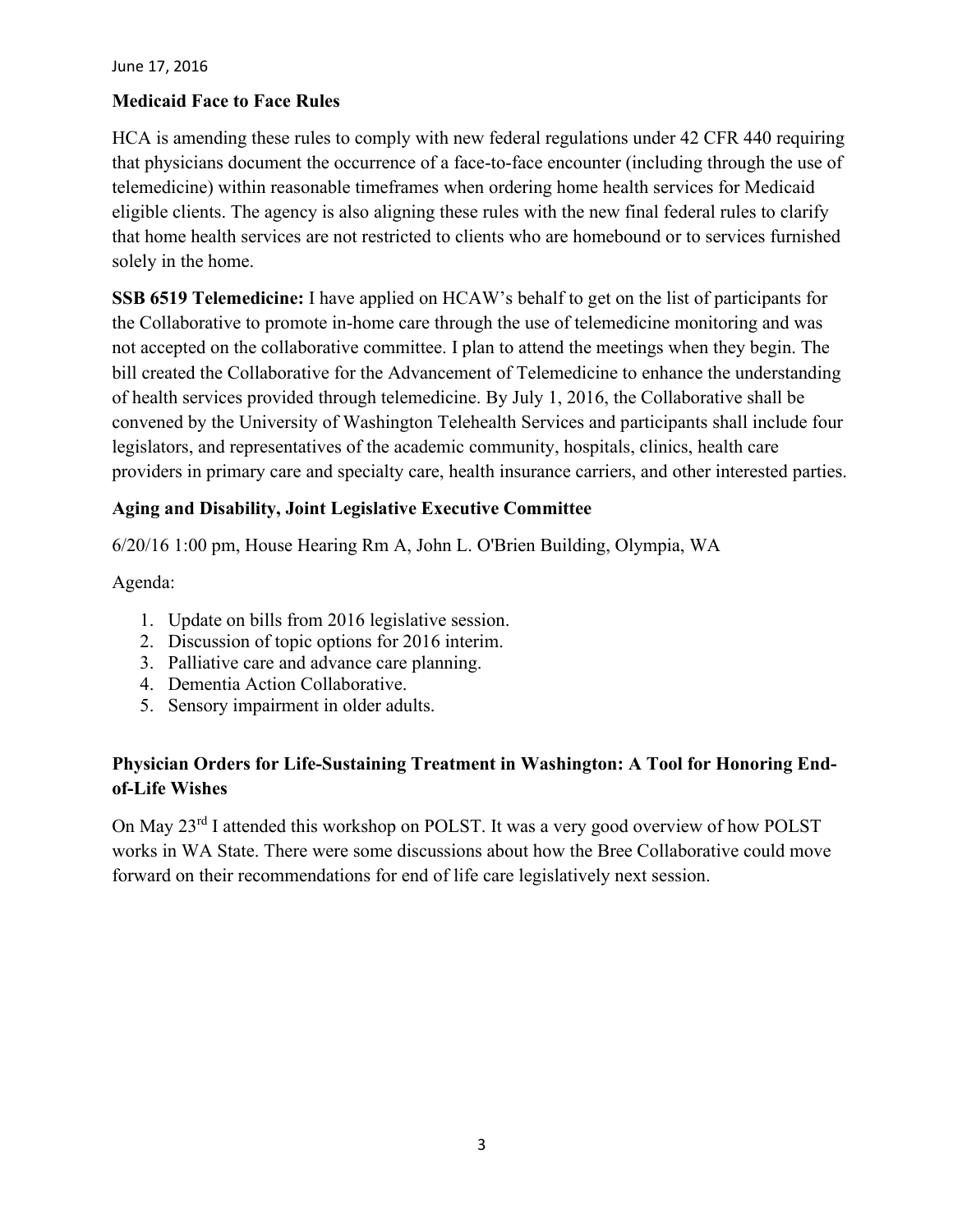June 17, 2016

**Medicaid Face to Face Rules**

HCA is amending these rules to comply with new federal regulations under 42 CFR 440 requiring that physicians document the occurrence of a face-to-face encounter (including through the use of telemedicine) within reasonable timeframes when ordering home health services for Medicaid eligible clients. The agency is also aligning these rules with the new final federal rules to clarify that home health services are not restricted to clients who are homebound or to services furnished solely in the home.

**SSB 6519 Telemedicine:** I have applied on HCAW's behalf to get on the list of participants for the Collaborative to promote in-home care through the use of telemedicine monitoring and was not accepted on the collaborative committee. I plan to attend the meetings when they begin. The bill created the Collaborative for the Advancement of Telemedicine to enhance the understanding of health services provided through telemedicine. By July 1, 2016, the Collaborative shall be convened by the University of Washington Telehealth Services and participants shall include four legislators, and representatives of the academic community, hospitals, clinics, health care providers in primary care and specialty care, health insurance carriers, and other interested parties.

**Aging and Disability, Joint Legislative Executive Committee**

6/20/16 1:00 pm, House Hearing Rm A, John L. O'Brien Building, Olympia, WA

Agenda:

1. Update on bills from 2016 legislative session.
2. Discussion of topic options for 2016 interim.
3. Palliative care and advance care planning.
4. Dementia Action Collaborative.
5. Sensory impairment in older adults.

**Physician Orders for Life-Sustaining Treatment in Washington: A Tool for Honoring End-of-Life Wishes**

On May 23rd I attended this workshop on POLST. It was a very good overview of how POLST works in WA State. There were some discussions about how the Bree Collaborative could move forward on their recommendations for end of life care legislatively next session.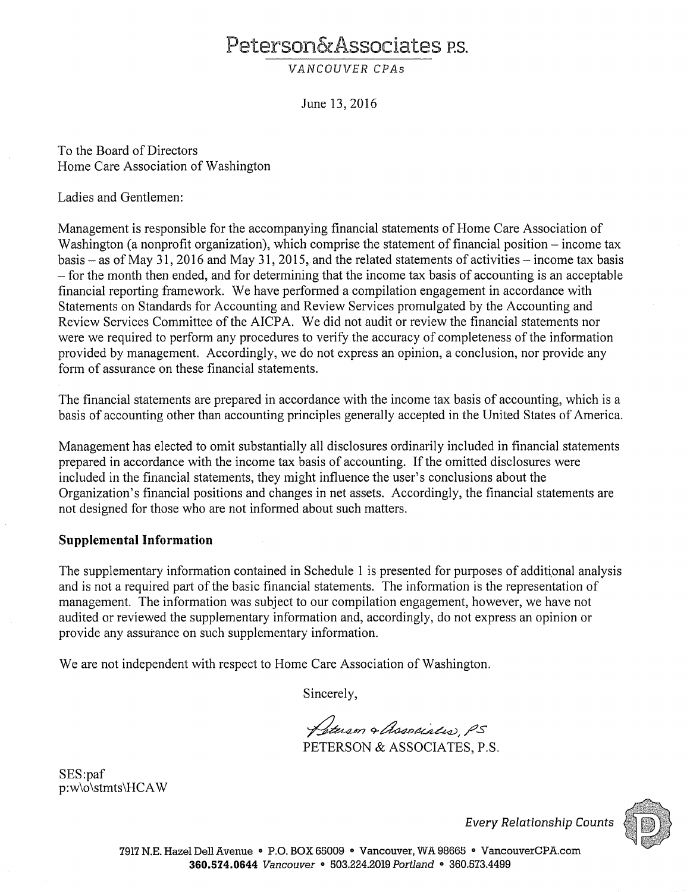# Peterson&Associates P.S.

*VANCOUVER CPAs*

June 13, 2016

To the Board of Directors
Home Care Association of Washington

Ladies and Gentlemen:

Management is responsible for the accompanying financial statements of Home Care Association of Washington (a nonprofit organization), which comprise the statement of financial position – income tax basis – as of May 31, 2016 and May 31, 2015, and the related statements of activities – income tax basis – for the month then ended, and for determining that the income tax basis of accounting is an acceptable financial reporting framework. We have performed a compilation engagement in accordance with Statements on Standards for Accounting and Review Services promulgated by the Accounting and Review Services Committee of the AICPA. We did not audit or review the financial statements nor were we required to perform any procedures to verify the accuracy of completeness of the information provided by management. Accordingly, we do not express an opinion, a conclusion, nor provide any form of assurance on these financial statements.

The financial statements are prepared in accordance with the income tax basis of accounting, which is a basis of accounting other than accounting principles generally accepted in the United States of America.

Management has elected to omit substantially all disclosures ordinarily included in financial statements prepared in accordance with the income tax basis of accounting. If the omitted disclosures were included in the financial statements, they might influence the user's conclusions about the Organization's financial positions and changes in net assets. Accordingly, the financial statements are not designed for those who are not informed about such matters.

**Supplemental Information**

The supplementary information contained in Schedule 1 is presented for purposes of additional analysis and is not a required part of the basic financial statements. The information is the representation of management. The information was subject to our compilation engagement, however, we have not audited or reviewed the supplementary information and, accordingly, do not express an opinion or provide any assurance on such supplementary information.

We are not independent with respect to Home Care Association of Washington.

Sincerely,

*Peterson & Associates, PS*
PETERSON & ASSOCIATES, P.S.

SES:paf
p:w\o\stmts\HCAW

*Every Relationship Counts*

7917 N.E. Hazel Dell Avenue • P.O. BOX 65009 • Vancouver, WA 98665 • VancouverCPA.com
**360.574.0644** *Vancouver* • 503.224.2019 *Portland* • 360.573.4499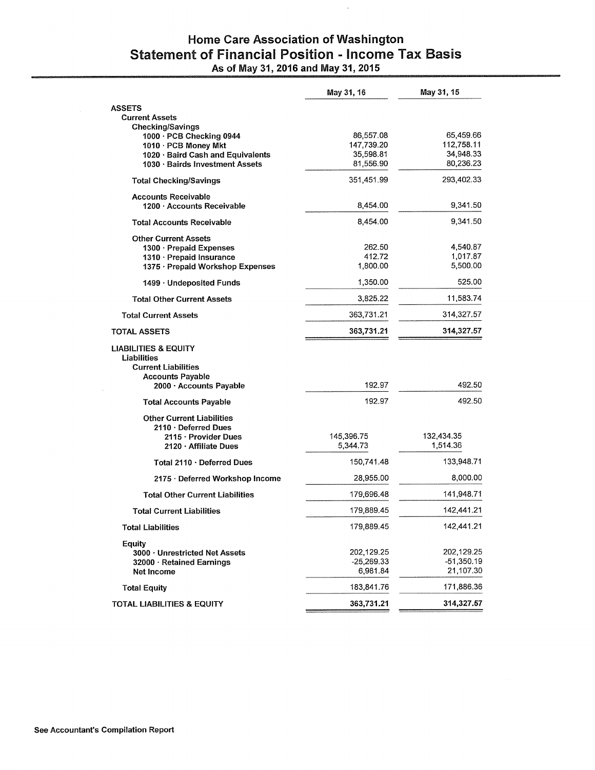# Home Care Association of Washington

## Statement of Financial Position - Income Tax Basis

### As of May 31, 2016 and May 31, 2015

| | May 31, 16 | May 31, 15 |
|---|---|---|
| **ASSETS** | | |
| **Current Assets** | | |
| **Checking/Savings** | | |
| 1000 · PCB Checking 0944 | 86,557.08 | 65,459.66 |
| 1010 · PCB Money Mkt | 147,739.20 | 112,758.11 |
| 1020 · Baird Cash and Equivalents | 35,598.81 | 34,948.33 |
| 1030 · Bairds Investment Assets | 81,556.90 | 80,236.23 |
| **Total Checking/Savings** | 351,451.99 | 293,402.33 |
| **Accounts Receivable** | | |
| 1200 · Accounts Receivable | 8,454.00 | 9,341.50 |
| **Total Accounts Receivable** | 8,454.00 | 9,341.50 |
| **Other Current Assets** | | |
| 1300 · Prepaid Expenses | 262.50 | 4,540.87 |
| 1310 · Prepaid Insurance | 412.72 | 1,017.87 |
| 1375 · Prepaid Workshop Expenses | 1,800.00 | 5,500.00 |
| 1499 · Undeposited Funds | 1,350.00 | 525.00 |
| **Total Other Current Assets** | 3,825.22 | 11,583.74 |
| **Total Current Assets** | 363,731.21 | 314,327.57 |
| **TOTAL ASSETS** | **363,731.21** | **314,327.57** |
| **LIABILITIES & EQUITY** | | |
| **Liabilities** | | |
| **Current Liabilities** | | |
| **Accounts Payable** | | |
| 2000 · Accounts Payable | 192.97 | 492.50 |
| **Total Accounts Payable** | 192.97 | 492.50 |
| **Other Current Liabilities** | | |
| 2110 · Deferred Dues | | |
| 2115 · Provider Dues | 145,396.75 | 132,434.35 |
| 2120 · Affiliate Dues | 5,344.73 | 1,514.36 |
| **Total 2110 · Deferred Dues** | 150,741.48 | 133,948.71 |
| 2175 · Deferred Workshop Income | 28,955.00 | 8,000.00 |
| **Total Other Current Liabilities** | 179,696.48 | 141,948.71 |
| **Total Current Liabilities** | 179,889.45 | 142,441.21 |
| **Total Liabilities** | 179,889.45 | 142,441.21 |
| **Equity** | | |
| 3000 · Unrestricted Net Assets | 202,129.25 | 202,129.25 |
| 32000 · Retained Earnings | -25,269.33 | -51,350.19 |
| Net Income | 6,981.84 | 21,107.30 |
| **Total Equity** | 183,841.76 | 171,886.36 |
| **TOTAL LIABILITIES & EQUITY** | **363,731.21** | **314,327.57** |

See Accountant's Compilation Report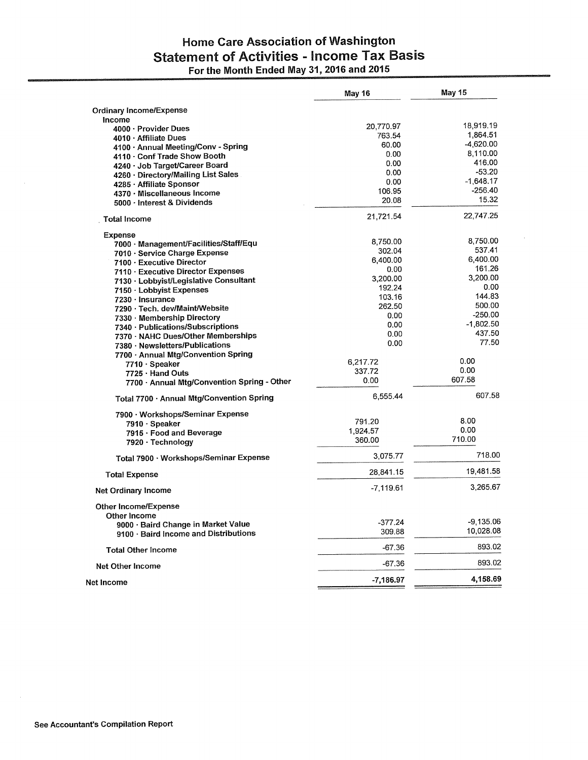# Home Care Association of Washington

## Statement of Activities - Income Tax Basis

### For the Month Ended May 31, 2016 and 2015

| | May 16 | May 15 |
|---|---|---|
| **Ordinary Income/Expense** | | |
| **Income** | | |
| 4000 · Provider Dues | 20,770.97 | 18,919.19 |
| 4010 · Affiliate Dues | 763.54 | 1,864.51 |
| 4100 · Annual Meeting/Conv - Spring | 60.00 | -4,620.00 |
| 4110 · Conf Trade Show Booth | 0.00 | 8,110.00 |
| 4240 · Job Target/Career Board | 0.00 | 416.00 |
| 4260 · Directory/Mailing List Sales | 0.00 | -53.20 |
| 4285 · Affiliate Sponsor | 0.00 | -1,648.17 |
| 4370 · Miscellaneous Income | 106.95 | -256.40 |
| 5000 · Interest & Dividends | 20.08 | 15.32 |
| **Total Income** | 21,721.54 | 22,747.25 |
| **Expense** | | |
| 7000 · Management/Facilities/Staff/Equ | 8,750.00 | 8,750.00 |
| 7010 · Service Charge Expense | 302.04 | 537.41 |
| 7100 · Executive Director | 6,400.00 | 6,400.00 |
| 7110 · Executive Director Expenses | 0.00 | 161.26 |
| 7130 · Lobbyist/Legislative Consultant | 3,200.00 | 3,200.00 |
| 7150 · Lobbyist Expenses | 192.24 | 0.00 |
| 7230 · Insurance | 103.16 | 144.83 |
| 7290 · Tech. dev/Maint/Website | 262.50 | 500.00 |
| 7330 · Membership Directory | 0.00 | -250.00 |
| 7340 · Publications/Subscriptions | 0.00 | -1,802.50 |
| 7370 · NAHC Dues/Other Memberships | 0.00 | 437.50 |
| 7380 · Newsletters/Publications | 0.00 | 77.50 |
| 7700 · Annual Mtg/Convention Spring | | |
| 7710 · Speaker | 6,217.72 | 0.00 |
| 7725 · Hand Outs | 337.72 | 0.00 |
| 7700 · Annual Mtg/Convention Spring - Other | 0.00 | 607.58 |
| **Total 7700 · Annual Mtg/Convention Spring** | 6,555.44 | 607.58 |
| 7900 · Workshops/Seminar Expense | | |
| 7910 · Speaker | 791.20 | 8.00 |
| 7915 · Food and Beverage | 1,924.57 | 0.00 |
| 7920 · Technology | 360.00 | 710.00 |
| **Total 7900 · Workshops/Seminar Expense** | 3,075.77 | 718.00 |
| **Total Expense** | 28,841.15 | 19,481.58 |
| **Net Ordinary Income** | -7,119.61 | 3,265.67 |
| **Other Income/Expense** | | |
| **Other Income** | | |
| 9000 · Baird Change in Market Value | -377.24 | -9,135.06 |
| 9100 · Baird Income and Distributions | 309.88 | 10,028.08 |
| **Total Other Income** | -67.36 | 893.02 |
| **Net Other Income** | -67.36 | 893.02 |
| **Net Income** | **-7,186.97** | **4,158.69** |

See Accountant's Compilation Report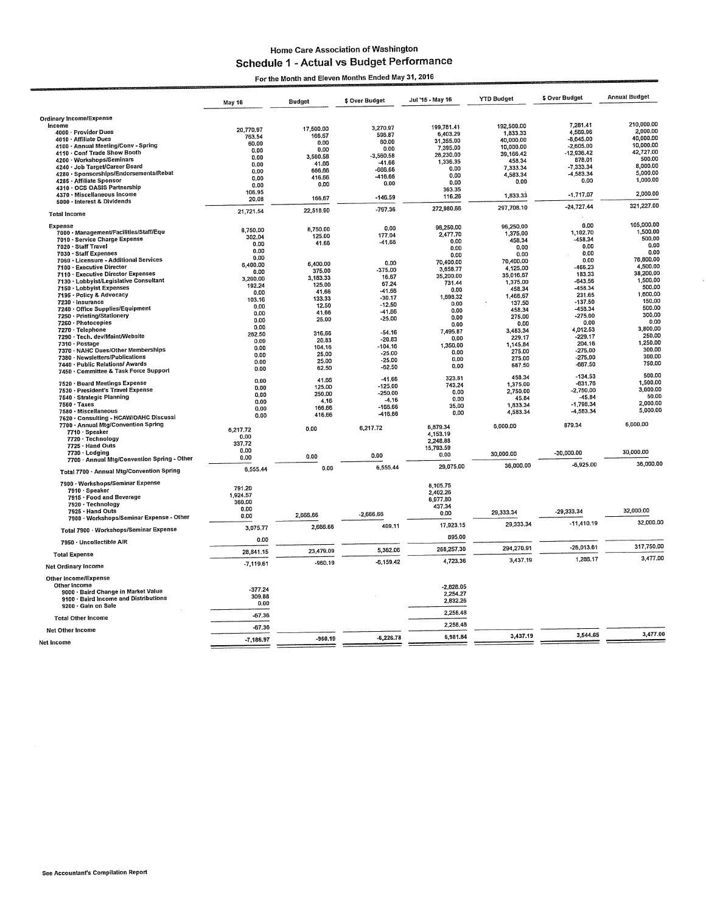# Home Care Association of Washington

## Schedule 1 - Actual vs Budget Performance

For the Month and Eleven Months Ended May 31, 2016

| | May 16 | Budget | $ Over Budget | Jul '15 - May 16 | YTD Budget | $ Over Budget | Annual Budget |
|---|---|---|---|---|---|---|---|
| **Ordinary Income/Expense** | | | | | | | |
| **Income** | | | | | | | |
| 4000 · Provider Dues | 20,770.97 | 17,500.00 | 3,270.97 | 199,781.41 | 192,500.00 | 7,281.41 | 210,000.00 |
| 4010 · Affiliate Dues | 763.54 | 166.67 | 596.87 | 6,403.29 | 1,833.33 | 4,569.96 | 2,000.00 |
| 4100 · Annual Meeting/Conv - Spring | 60.00 | 0.00 | 60.00 | 31,355.00 | 40,000.00 | -8,645.00 | 40,000.00 |
| 4110 · Conf Trade Show Booth | 0.00 | 0.00 | 0.00 | 7,395.00 | 10,000.00 | -2,605.00 | 10,000.00 |
| 4200 · Workshops/Seminars | 0.00 | 3,560.58 | -3,560.58 | 26,230.00 | 39,166.42 | -12,936.42 | 42,727.00 |
| 4240 · Job Target/Career Board | 0.00 | 41.66 | -41.66 | 1,336.35 | 458.34 | 878.01 | 500.00 |
| 4280 · Sponsorships/Endorsements/Rebat | 0.00 | 666.66 | -666.66 | 0.00 | 7,333.34 | -7,333.34 | 8,000.00 |
| 4285 · Affiliate Sponsor | 0.00 | 416.66 | -416.66 | 0.00 | 4,583.34 | -4,583.34 | 5,000.00 |
| 4310 · OCS OASIS Partnership | 0.00 | 0.00 | 0.00 | 0.00 | 0.00 | 0.00 | 1,000.00 |
| 4370 · Miscellaneous Income | 106.95 | | | 363.35 | | | |
| 5000 · Interest & Dividends | 20.08 | 166.67 | -146.59 | 116.26 | 1,833.33 | -1,717.07 | 2,000.00 |
| **Total Income** | 21,721.54 | 22,518.90 | -797.36 | 272,980.66 | 297,708.10 | -24,727.44 | 321,227.00 |
| **Expense** | | | | | | | |
| 7000 · Management/Facilities/Staff/Equ | 8,750.00 | 8,750.00 | 0.00 | 96,250.00 | 96,250.00 | 0.00 | 105,000.00 |
| 7010 · Service Charge Expense | 302.04 | 125.00 | 177.04 | 2,477.70 | 1,375.00 | 1,102.70 | 1,500.00 |
| 7020 · Staff Travel | 0.00 | 41.66 | -41.66 | 0.00 | 458.34 | -458.34 | 500.00 |
| 7030 · Staff Expenses | 0.00 | | | 0.00 | 0.00 | 0.00 | 0.00 |
| 7060 · Licensure - Additional Services | 0.00 | | | 0.00 | 0.00 | 0.00 | 0.00 |
| 7100 · Executive Director | 6,400.00 | 6,400.00 | 0.00 | 70,400.00 | 70,400.00 | 0.00 | 76,800.00 |
| 7110 · Executive Director Expenses | 0.00 | 375.00 | -375.00 | 3,658.77 | 4,125.00 | -466.23 | 4,500.00 |
| 7130 · Lobbyist/Legislative Consultant | 3,200.00 | 3,183.33 | 16.67 | 35,200.00 | 35,016.67 | 183.33 | 38,200.00 |
| 7150 · Lobbyist Expenses | 192.24 | 125.00 | 67.24 | 731.44 | 1,375.00 | -643.56 | 1,500.00 |
| 7195 · Policy & Advocacy | 0.00 | 41.66 | -41.66 | 0.00 | 458.34 | -458.34 | 500.00 |
| 7230 · Insurance | 103.16 | 133.33 | -30.17 | 1,698.32 | 1,466.67 | 231.65 | 1,600.00 |
| 7240 · Office Supplies/Equipment | 0.00 | 12.50 | -12.50 | 0.00 | 137.50 | -137.50 | 150.00 |
| 7250 · Printing/Stationery | 0.00 | 41.66 | -41.66 | 0.00 | 458.34 | -458.34 | 500.00 |
| 7260 · Photocopies | 0.00 | 25.00 | -25.00 | 0.00 | 275.00 | -275.00 | 300.00 |
| 7270 · Telephone | 0.00 | | | 0.00 | 0.00 | 0.00 | 0.00 |
| 7290 · Tech. dev/Maint/Website | 262.50 | 316.66 | -54.16 | 7,495.87 | 3,483.34 | 4,012.53 | 3,800.00 |
| 7310 · Postage | 0.00 | 20.83 | -20.83 | 0.00 | 229.17 | -229.17 | 250.00 |
| 7370 · NAHC Dues/Other Memberships | 0.00 | 104.16 | -104.16 | 1,350.00 | 1,145.84 | 204.16 | 1,250.00 |
| 7380 · Newsletters/Publications | 0.00 | 25.00 | -25.00 | 0.00 | 275.00 | -275.00 | 300.00 |
| 7440 · Public Relations/ Awards | 0.00 | 25.00 | -25.00 | 0.00 | 275.00 | -275.00 | 300.00 |
| 7450 · Committee & Task Force Support | 0.00 | 62.50 | -62.50 | 0.00 | 687.50 | -687.50 | 750.00 |
| 7520 · Board Meetings Expense | 0.00 | 41.66 | -41.66 | 323.81 | 458.34 | -134.53 | 500.00 |
| 7530 · President's Travel Expense | 0.00 | 125.00 | -125.00 | 743.24 | 1,375.00 | -631.76 | 1,500.00 |
| 7540 · Strategic Planning | 0.00 | 250.00 | -250.00 | 0.00 | 2,750.00 | -2,750.00 | 3,000.00 |
| 7560 · Taxes | 0.00 | 4.16 | -4.16 | 0.00 | 45.84 | -45.84 | 50.00 |
| 7580 · Miscellaneous | 0.00 | 166.66 | -166.66 | 35.00 | 1,833.34 | -1,798.34 | 2,000.00 |
| 7620 · Consulting - HCAW/OAHC Discussi | 0.00 | 416.66 | -416.66 | 0.00 | 4,583.34 | -4,583.34 | 5,000.00 |
| 7700 · Annual Mtg/Convention Spring | | | | | | | |
| 7710 · Speaker | 6,217.72 | 0.00 | 6,217.72 | 6,879.34 | 6,000.00 | 879.34 | 6,000.00 |
| 7720 · Technology | 0.00 | | | 4,153.19 | | | |
| 7725 · Hand Outs | 337.72 | | | 2,248.88 | | | |
| 7730 · Lodging | 0.00 | | | 15,793.59 | | | |
| 7700 · Annual Mtg/Convention Spring - Other | 0.00 | 0.00 | 0.00 | 0.00 | 30,000.00 | -30,000.00 | 30,000.00 |
| **Total 7700 · Annual Mtg/Convention Spring** | 6,555.44 | 0.00 | 6,555.44 | 29,075.00 | 36,000.00 | -6,925.00 | 36,000.00 |
| 7900 · Workshops/Seminar Expense | | | | | | | |
| 7910 · Speaker | 791.20 | | | 8,105.75 | | | |
| 7915 · Food and Beverage | 1,924.57 | | | 2,402.26 | | | |
| 7920 · Technology | 360.00 | | | 6,977.80 | | | |
| 7925 · Hand Outs | 0.00 | | | 437.34 | | | |
| 7900 · Workshops/Seminar Expense - Other | 0.00 | 2,666.66 | -2,666.66 | 0.00 | 29,333.34 | -29,333.34 | 32,000.00 |
| **Total 7900 · Workshops/Seminar Expense** | 3,075.77 | 2,666.66 | 409.11 | 17,923.15 | 29,333.34 | -11,410.19 | 32,000.00 |
| 7950 · Uncollectible A/R | 0.00 | | | 895.00 | | | |
| **Total Expense** | 28,841.15 | 23,479.09 | 5,362.06 | 268,257.30 | 294,270.91 | -26,013.61 | 317,750.00 |
| **Net Ordinary Income** | -7,119.61 | -960.19 | -6,159.42 | 4,723.36 | 3,437.19 | 1,286.17 | 3,477.00 |
| **Other Income/Expense** | | | | | | | |
| **Other Income** | | | | | | | |
| 9000 · Baird Change in Market Value | -377.24 | | | -2,828.05 | | | |
| 9100 · Baird Income and Distributions | 309.88 | | | 2,254.27 | | | |
| 9200 · Gain on Sale | 0.00 | | | 2,832.26 | | | |
| **Total Other Income** | -67.36 | | | 2,258.48 | | | |
| **Net Other Income** | -67.36 | | | 2,258.48 | | | |
| **Net Income** | -7,186.97 | -960.19 | -6,226.78 | 6,981.84 | 3,437.19 | 3,544.65 | 3,477.00 |

See Accountant's Compilation Report